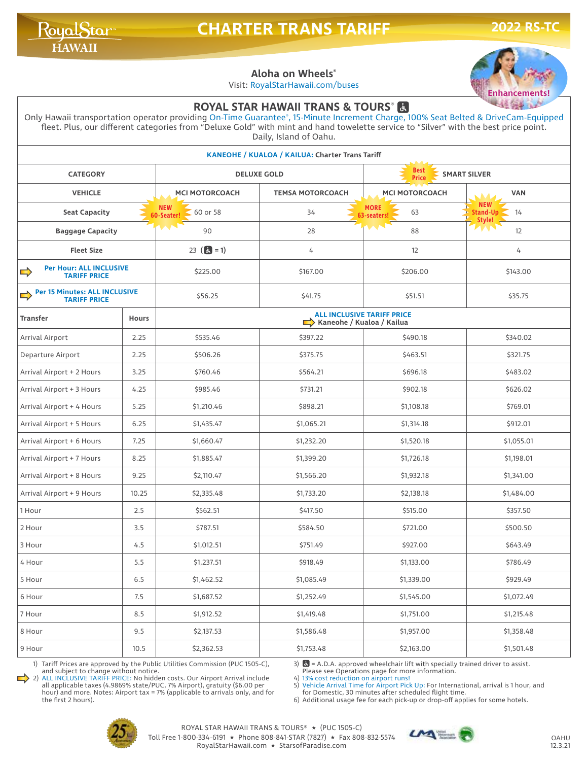# CHARTER TRANS TARIFF

**2022 RS-TC**

RoyalStar HAWAII

**Aloha on Wheels®**
Visit: RoyalStarHawaii.com/buses

Enhancements!

## ROYAL STAR HAWAII TRANS & TOURS®

Only Hawaii transportation operator providing On-Time Guarantee®, 15-Minute Increment Charge, 100% Seat Belted & DriveCam-Equipped fleet. Plus, our different categories from "Deluxe Gold" with mint and hand towelette service to "Silver" with the best price point. Daily, Island of Oahu.

### KANEOHE / KUALOA / KAILUA: Charter Trans Tariff

| CATEGORY | | DELUXE GOLD | | SMART SILVER (Best Price) | |
|---|---|---|---|---|---|
| VEHICLE | | MCI MOTORCOACH | TEMSA MOTORCOACH | MCI MOTORCOACH | VAN |
| Seat Capacity | | 60 or 58 (NEW 60-Seater!) | 34 | 63 (MORE 63-seaters!) | 14 (NEW Stand-Up Style!) |
| Baggage Capacity | | 90 | 28 | 88 | 12 |
| Fleet Size | | 23 (♿ = 1) | 4 | 12 | 4 |
| Per Hour: ALL INCLUSIVE TARIFF PRICE | | $225.00 | $167.00 | $206.00 | $143.00 |
| Per 15 Minutes: ALL INCLUSIVE TARIFF PRICE | | $56.25 | $41.75 | $51.51 | $35.75 |
| **Transfer** | **Hours** | **ALL INCLUSIVE TARIFF PRICE Kaneohe / Kualoa / Kailua** | | | |
| Arrival Airport | 2.25 | $535.46 | $397.22 | $490.18 | $340.02 |
| Departure Airport | 2.25 | $506.26 | $375.75 | $463.51 | $321.75 |
| Arrival Airport + 2 Hours | 3.25 | $760.46 | $564.21 | $696.18 | $483.02 |
| Arrival Airport + 3 Hours | 4.25 | $985.46 | $731.21 | $902.18 | $626.02 |
| Arrival Airport + 4 Hours | 5.25 | $1,210.46 | $898.21 | $1,108.18 | $769.01 |
| Arrival Airport + 5 Hours | 6.25 | $1,435.47 | $1,065.21 | $1,314.18 | $912.01 |
| Arrival Airport + 6 Hours | 7.25 | $1,660.47 | $1,232.20 | $1,520.18 | $1,055.01 |
| Arrival Airport + 7 Hours | 8.25 | $1,885.47 | $1,399.20 | $1,726.18 | $1,198.01 |
| Arrival Airport + 8 Hours | 9.25 | $2,110.47 | $1,566.20 | $1,932.18 | $1,341.00 |
| Arrival Airport + 9 Hours | 10.25 | $2,335.48 | $1,733.20 | $2,138.18 | $1,484.00 |
| 1 Hour | 2.5 | $562.51 | $417.50 | $515.00 | $357.50 |
| 2 Hour | 3.5 | $787.51 | $584.50 | $721.00 | $500.50 |
| 3 Hour | 4.5 | $1,012.51 | $751.49 | $927.00 | $643.49 |
| 4 Hour | 5.5 | $1,237.51 | $918.49 | $1,133.00 | $786.49 |
| 5 Hour | 6.5 | $1,462.52 | $1,085.49 | $1,339.00 | $929.49 |
| 6 Hour | 7.5 | $1,687.52 | $1,252.49 | $1,545.00 | $1,072.49 |
| 7 Hour | 8.5 | $1,912.52 | $1,419.48 | $1,751.00 | $1,215.48 |
| 8 Hour | 9.5 | $2,137.53 | $1,586.48 | $1,957.00 | $1,358.48 |
| 9 Hour | 10.5 | $2,362.53 | $1,753.48 | $2,163.00 | $1,501.48 |

1) Tariff Prices are approved by the Public Utilities Commission (PUC 1505-C), and subject to change without notice.
2) ALL INCLUSIVE TARIFF PRICE: No hidden costs. Our Airport Arrival include all applicable taxes (4.9869% state/PUC, 7% Airport), gratuity ($6.00 per hour) and more. Notes: Airport tax = 7% (applicable to arrivals only, and for the first 2 hours).
3) ♿ = A.D.A. approved wheelchair lift with specially trained driver to assist. Please see Operations page for more information.
4) 13% cost reduction on airport runs!
5) Vehicle Arrival Time for Airport Pick Up: For International, arrival is 1 hour, and for Domestic, 30 minutes after scheduled flight time.
6) Additional usage fee for each pick-up or drop-off applies for some hotels.

ROYAL STAR HAWAII TRANS & TOURS® ★ (PUC 1505-C)
Toll Free 1-800-334-6191 ★ Phone 808-841-STAR (7827) ★ Fax 808-832-5574
RoyalStarHawaii.com ★ StarsofParadise.com

OAHU
12.3.21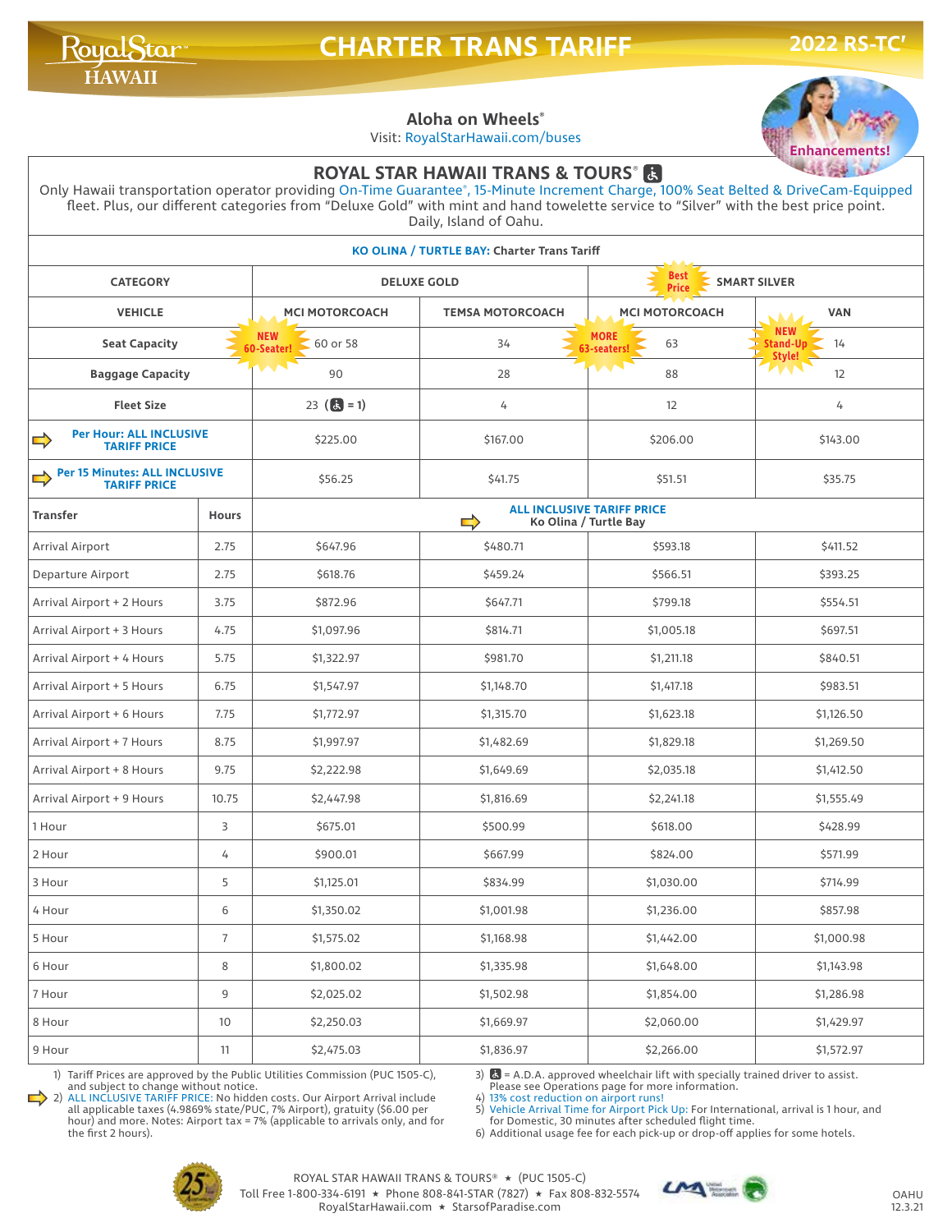# CHARTER TRANS TARIFF

RoyalStar™ HAWAII

2022 RS-TC'

**Aloha on Wheels®**
Visit: RoyalStarHawaii.com/buses

Enhancements!

## ROYAL STAR HAWAII TRANS & TOURS®

Only Hawaii transportation operator providing On-Time Guarantee®, 15-Minute Increment Charge, 100% Seat Belted & DriveCam-Equipped fleet. Plus, our different categories from "Deluxe Gold" with mint and hand towelette service to "Silver" with the best price point. Daily, Island of Oahu.

**KO OLINA / TURTLE BAY: Charter Trans Tariff**

| CATEGORY | | DELUXE GOLD | | Best Price SMART SILVER | |
|---|---|---|---|---|---|
| VEHICLE | | MCI MOTORCOACH | TEMSA MOTORCOACH | MCI MOTORCOACH | VAN |
| Seat Capacity | | NEW 60-Seater! 60 or 58 | 34 | MORE 63-seaters! 63 | NEW Stand-Up Style! 14 |
| Baggage Capacity | | 90 | 28 | 88 | 12 |
| Fleet Size | | 23 (♿ = 1) | 4 | 12 | 4 |
| **Per Hour: ALL INCLUSIVE TARIFF PRICE** | | $225.00 | $167.00 | $206.00 | $143.00 |
| **Per 15 Minutes: ALL INCLUSIVE TARIFF PRICE** | | $56.25 | $41.75 | $51.51 | $35.75 |
| **Transfer** | **Hours** | **ALL INCLUSIVE TARIFF PRICE Ko Olina / Turtle Bay** | | | |
| Arrival Airport | 2.75 | $647.96 | $480.71 | $593.18 | $411.52 |
| Departure Airport | 2.75 | $618.76 | $459.24 | $566.51 | $393.25 |
| Arrival Airport + 2 Hours | 3.75 | $872.96 | $647.71 | $799.18 | $554.51 |
| Arrival Airport + 3 Hours | 4.75 | $1,097.96 | $814.71 | $1,005.18 | $697.51 |
| Arrival Airport + 4 Hours | 5.75 | $1,322.97 | $981.70 | $1,211.18 | $840.51 |
| Arrival Airport + 5 Hours | 6.75 | $1,547.97 | $1,148.70 | $1,417.18 | $983.51 |
| Arrival Airport + 6 Hours | 7.75 | $1,772.97 | $1,315.70 | $1,623.18 | $1,126.50 |
| Arrival Airport + 7 Hours | 8.75 | $1,997.97 | $1,482.69 | $1,829.18 | $1,269.50 |
| Arrival Airport + 8 Hours | 9.75 | $2,222.98 | $1,649.69 | $2,035.18 | $1,412.50 |
| Arrival Airport + 9 Hours | 10.75 | $2,447.98 | $1,816.69 | $2,241.18 | $1,555.49 |
| 1 Hour | 3 | $675.01 | $500.99 | $618.00 | $428.99 |
| 2 Hour | 4 | $900.01 | $667.99 | $824.00 | $571.99 |
| 3 Hour | 5 | $1,125.01 | $834.99 | $1,030.00 | $714.99 |
| 4 Hour | 6 | $1,350.02 | $1,001.98 | $1,236.00 | $857.98 |
| 5 Hour | 7 | $1,575.02 | $1,168.98 | $1,442.00 | $1,000.98 |
| 6 Hour | 8 | $1,800.02 | $1,335.98 | $1,648.00 | $1,143.98 |
| 7 Hour | 9 | $2,025.02 | $1,502.98 | $1,854.00 | $1,286.98 |
| 8 Hour | 10 | $2,250.03 | $1,669.97 | $2,060.00 | $1,429.97 |
| 9 Hour | 11 | $2,475.03 | $1,836.97 | $2,266.00 | $1,572.97 |

1) Tariff Prices are approved by the Public Utilities Commission (PUC 1505-C), and subject to change without notice.
2) ALL INCLUSIVE TARIFF PRICE: No hidden costs. Our Airport Arrival include all applicable taxes (4.9869% state/PUC, 7% Airport), gratuity ($6.00 per hour) and more. Notes: Airport tax = 7% (applicable to arrivals only, and for the first 2 hours).
3) ♿ = A.D.A. approved wheelchair lift with specially trained driver to assist. Please see Operations page for more information.
4) 13% cost reduction on airport runs!
5) Vehicle Arrival Time for Airport Pick Up: For International, arrival is 1 hour, and for Domestic, 30 minutes after scheduled flight time.
6) Additional usage fee for each pick-up or drop-off applies for some hotels.

ROYAL STAR HAWAII TRANS & TOURS® ★ (PUC 1505-C)
Toll Free 1-800-334-6191 ★ Phone 808-841-STAR (7827) ★ Fax 808-832-5574
RoyalStarHawaii.com ★ StarsofParadise.com

OAHU
12.3.21